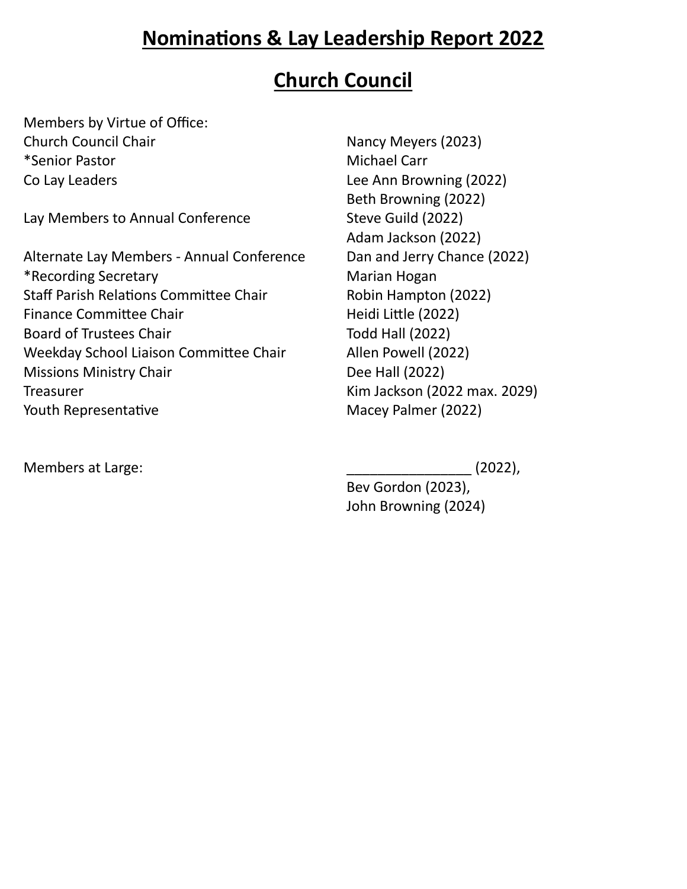# Nominations & Lay Leadership Report 2022

## Church Council

Members by Virtue of Office:

| | |
|---|---|
| Church Council Chair | Nancy Meyers (2023) |
| *Senior Pastor | Michael Carr |
| Co Lay Leaders | Lee Ann Browning (2022) |
| | Beth Browning (2022) |
| Lay Members to Annual Conference | Steve Guild (2022) |
| | Adam Jackson (2022) |
| Alternate Lay Members - Annual Conference | Dan and Jerry Chance (2022) |
| *Recording Secretary | Marian Hogan |
| Staff Parish Relations Committee Chair | Robin Hampton (2022) |
| Finance Committee Chair | Heidi Little (2022) |
| Board of Trustees Chair | Todd Hall (2022) |
| Weekday School Liaison Committee Chair | Allen Powell (2022) |
| Missions Ministry Chair | Dee Hall (2022) |
| Treasurer | Kim Jackson (2022 max. 2029) |
| Youth Representative | Macey Palmer (2022) |

| | |
|---|---|
| Members at Large: | ________________ (2022), |
| | Bev Gordon (2023), |
| | John Browning (2024) |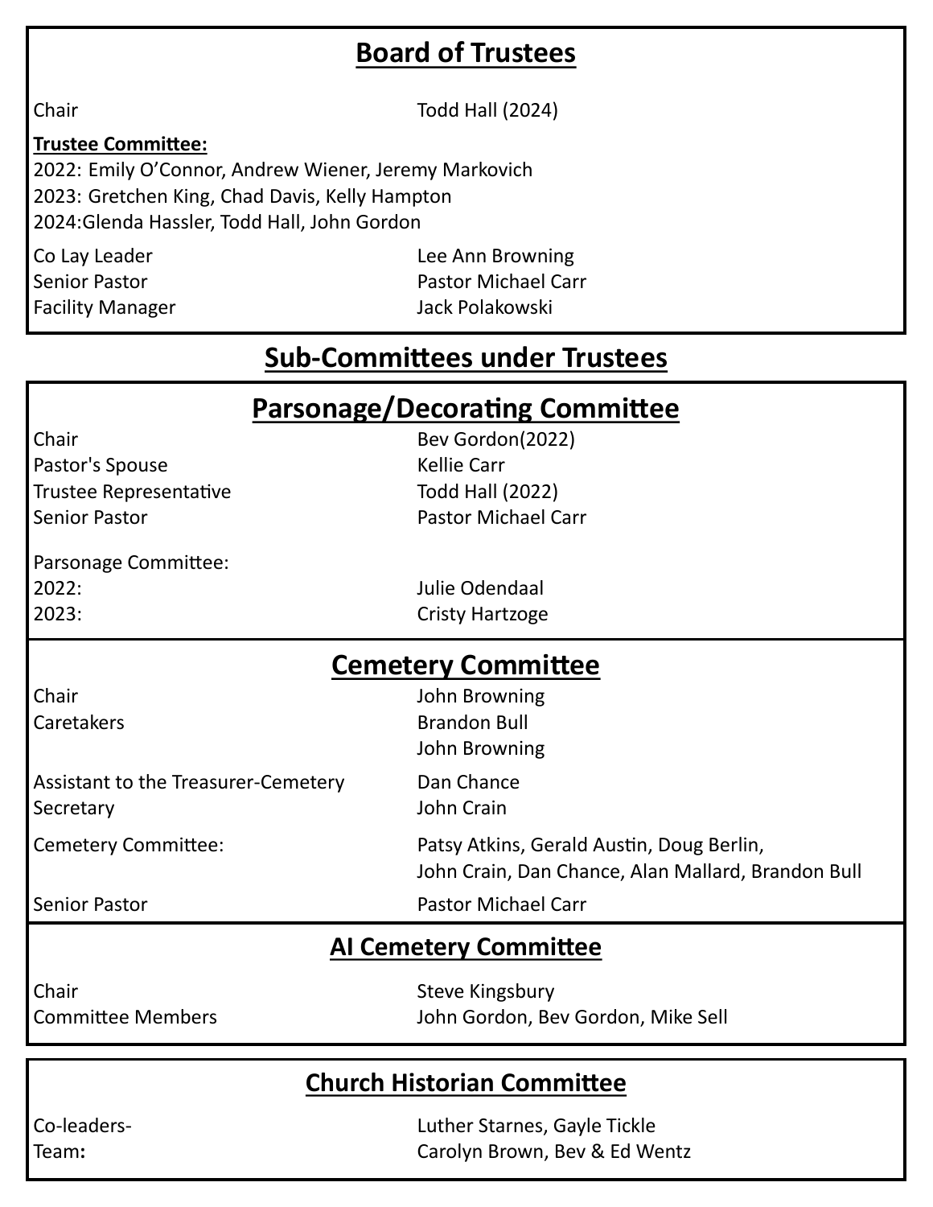## Board of Trustees

| | |
|---|---|
| Chair | Todd Hall (2024) |

**Trustee Committee:**
2022: Emily O'Connor, Andrew Wiener, Jeremy Markovich
2023: Gretchen King, Chad Davis, Kelly Hampton
2024:Glenda Hassler, Todd Hall, John Gordon

| | |
|---|---|
| Co Lay Leader | Lee Ann Browning |
| Senior Pastor | Pastor Michael Carr |
| Facility Manager | Jack Polakowski |

## Sub-Committees under Trustees

### Parsonage/Decorating Committee

| | |
|---|---|
| Chair | Bev Gordon(2022) |
| Pastor's Spouse | Kellie Carr |
| Trustee Representative | Todd Hall (2022) |
| Senior Pastor | Pastor Michael Carr |

Parsonage Committee:

| | |
|---|---|
| 2022: | Julie Odendaal |
| 2023: | Cristy Hartzoge |

### Cemetery Committee

| | |
|---|---|
| Chair | John Browning |
| Caretakers | Brandon Bull<br>John Browning |
| Assistant to the Treasurer-Cemetery | Dan Chance |
| Secretary | John Crain |
| Cemetery Committee: | Patsy Atkins, Gerald Austin, Doug Berlin, John Crain, Dan Chance, Alan Mallard, Brandon Bull |
| Senior Pastor | Pastor Michael Carr |

### AI Cemetery Committee

| | |
|---|---|
| Chair | Steve Kingsbury |
| Committee Members | John Gordon, Bev Gordon, Mike Sell |

## Church Historian Committee

| | |
|---|---|
| Co-leaders- | Luther Starnes, Gayle Tickle |
| Team**:** | Carolyn Brown, Bev & Ed Wentz |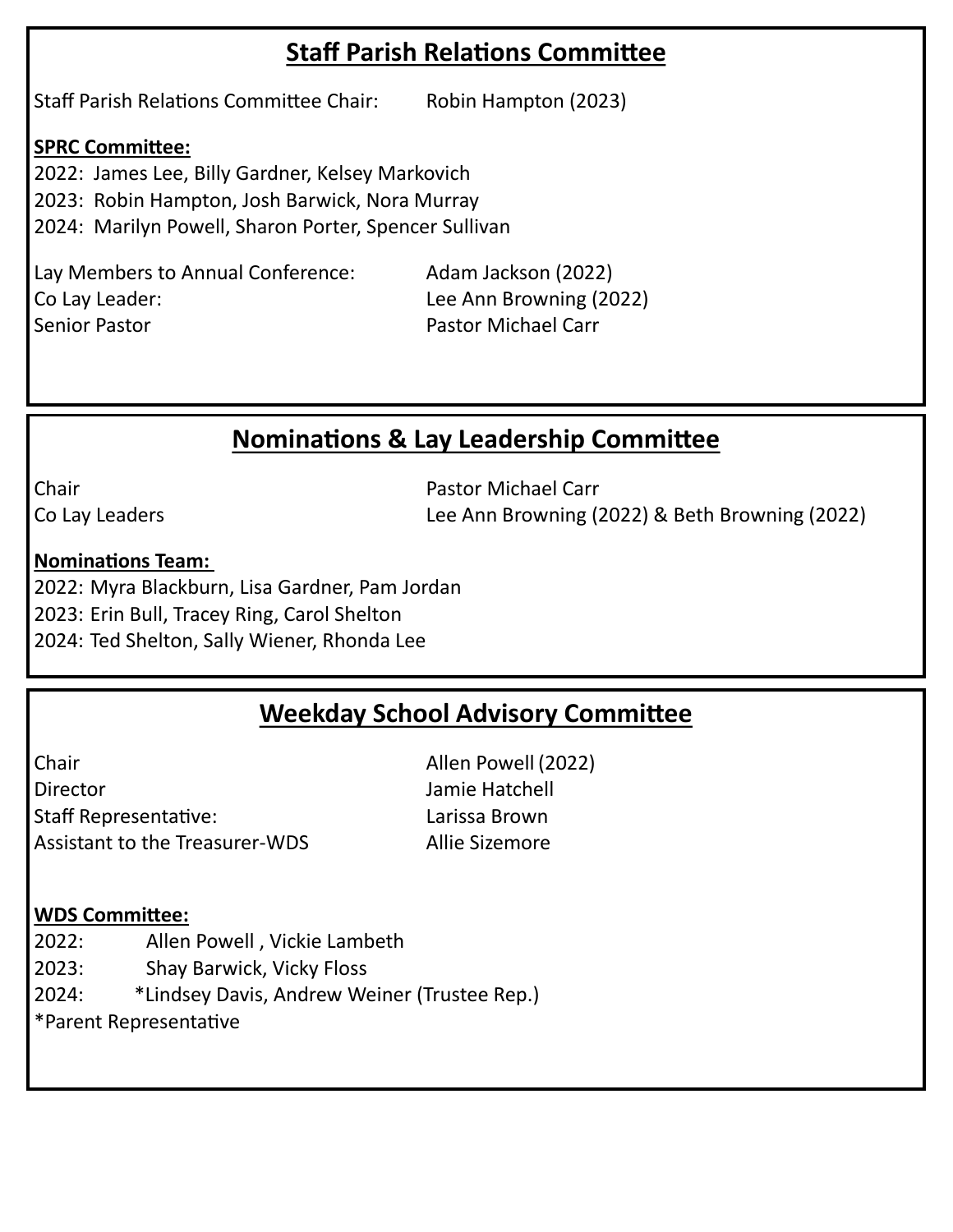## Staff Parish Relations Committee

Staff Parish Relations Committee Chair: Robin Hampton (2023)

**SPRC Committee:**

2022: James Lee, Billy Gardner, Kelsey Markovich
2023: Robin Hampton, Josh Barwick, Nora Murray
2024: Marilyn Powell, Sharon Porter, Spencer Sullivan

Lay Members to Annual Conference: Adam Jackson (2022)
Co Lay Leader: Lee Ann Browning (2022)
Senior Pastor: Pastor Michael Carr

## Nominations & Lay Leadership Committee

Chair: Pastor Michael Carr
Co Lay Leaders: Lee Ann Browning (2022) & Beth Browning (2022)

**Nominations Team:**

2022: Myra Blackburn, Lisa Gardner, Pam Jordan
2023: Erin Bull, Tracey Ring, Carol Shelton
2024: Ted Shelton, Sally Wiener, Rhonda Lee

## Weekday School Advisory Committee

Chair: Allen Powell (2022)
Director: Jamie Hatchell
Staff Representative: Larissa Brown
Assistant to the Treasurer-WDS: Allie Sizemore

**WDS Committee:**

2022: Allen Powell , Vickie Lambeth
2023: Shay Barwick, Vicky Floss
2024: *Lindsey Davis, Andrew Weiner (Trustee Rep.)
*Parent Representative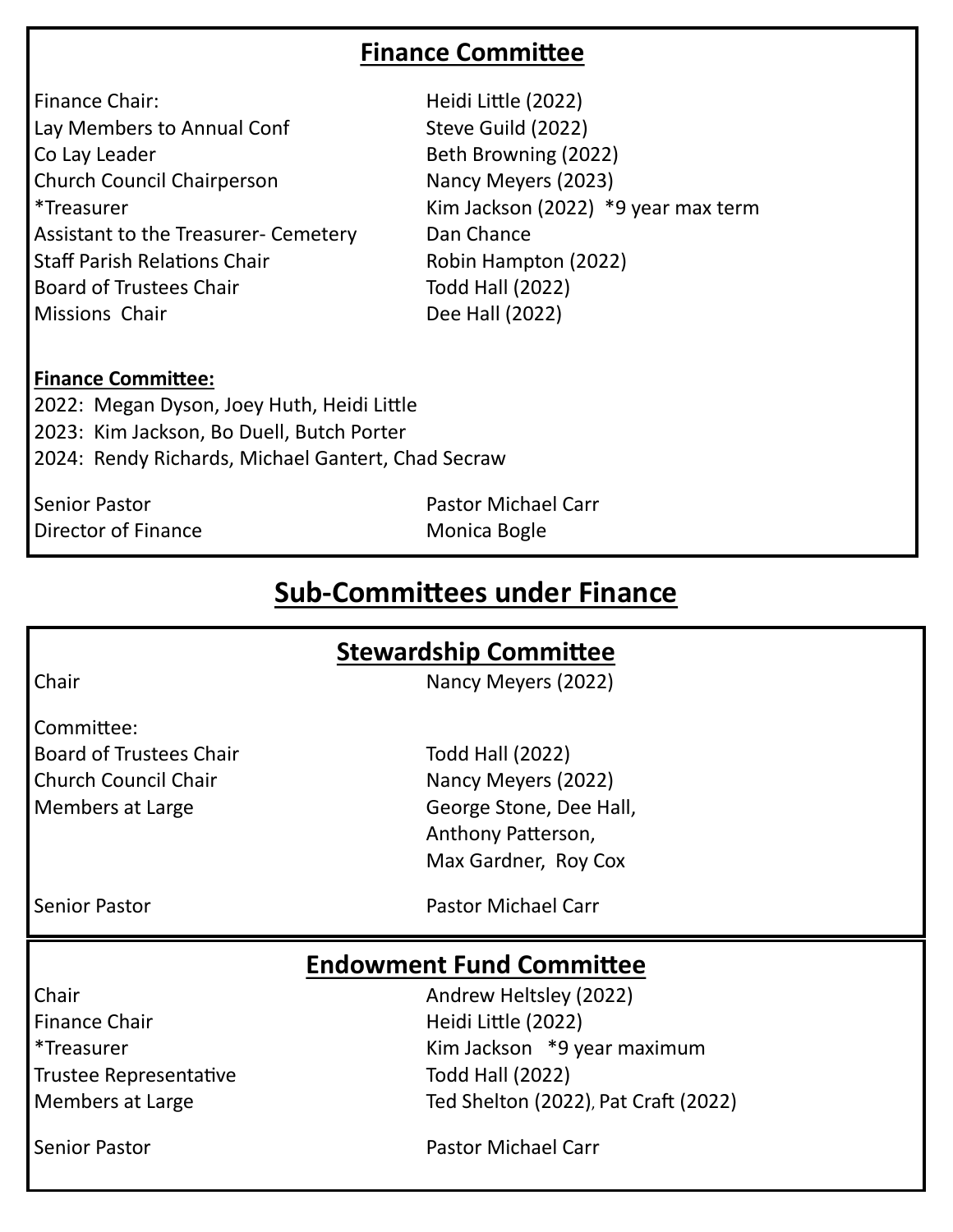## Finance Committee

| | |
|---|---|
| Finance Chair: | Heidi Little (2022) |
| Lay Members to Annual Conf | Steve Guild (2022) |
| Co Lay Leader | Beth Browning (2022) |
| Church Council Chairperson | Nancy Meyers (2023) |
| *Treasurer | Kim Jackson (2022) *9 year max term |
| Assistant to the Treasurer- Cemetery | Dan Chance |
| Staff Parish Relations Chair | Robin Hampton (2022) |
| Board of Trustees Chair | Todd Hall (2022) |
| Missions Chair | Dee Hall (2022) |

**Finance Committee:**

2022: Megan Dyson, Joey Huth, Heidi Little
2023: Kim Jackson, Bo Duell, Butch Porter
2024: Rendy Richards, Michael Gantert, Chad Secraw

| | |
|---|---|
| Senior Pastor | Pastor Michael Carr |
| Director of Finance | Monica Bogle |

# Sub-Committees under Finance

## Stewardship Committee

| | |
|---|---|
| Chair | Nancy Meyers (2022) |

Committee:

| | |
|---|---|
| Board of Trustees Chair | Todd Hall (2022) |
| Church Council Chair | Nancy Meyers (2022) |
| Members at Large | George Stone, Dee Hall, Anthony Patterson, Max Gardner, Roy Cox |
| Senior Pastor | Pastor Michael Carr |

## Endowment Fund Committee

| | |
|---|---|
| Chair | Andrew Heltsley (2022) |
| Finance Chair | Heidi Little (2022) |
| *Treasurer | Kim Jackson *9 year maximum |
| Trustee Representative | Todd Hall (2022) |
| Members at Large | Ted Shelton (2022), Pat Craft (2022) |
| Senior Pastor | Pastor Michael Carr |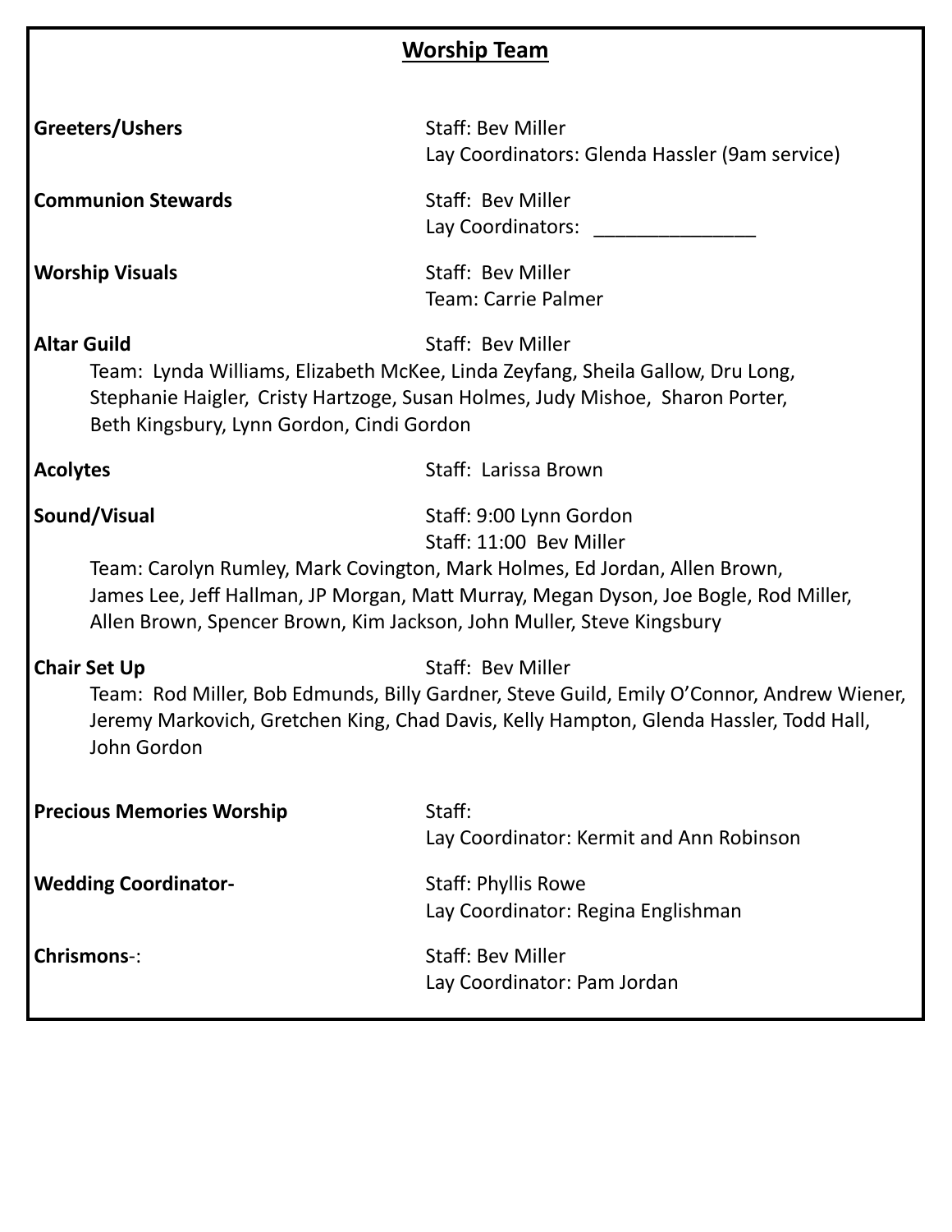## Worship Team

**Greeters/Ushers**
Staff: Bev Miller
Lay Coordinators: Glenda Hassler (9am service)

**Communion Stewards**
Staff: Bev Miller
Lay Coordinators: _______________

**Worship Visuals**
Staff: Bev Miller
Team: Carrie Palmer

**Altar Guild**
Staff: Bev Miller
Team: Lynda Williams, Elizabeth McKee, Linda Zeyfang, Sheila Gallow, Dru Long, Stephanie Haigler, Cristy Hartzoge, Susan Holmes, Judy Mishoe, Sharon Porter, Beth Kingsbury, Lynn Gordon, Cindi Gordon

**Acolytes**
Staff: Larissa Brown

**Sound/Visual**
Staff: 9:00 Lynn Gordon
Staff: 11:00 Bev Miller
Team: Carolyn Rumley, Mark Covington, Mark Holmes, Ed Jordan, Allen Brown, James Lee, Jeff Hallman, JP Morgan, Matt Murray, Megan Dyson, Joe Bogle, Rod Miller, Allen Brown, Spencer Brown, Kim Jackson, John Muller, Steve Kingsbury

**Chair Set Up**
Staff: Bev Miller
Team: Rod Miller, Bob Edmunds, Billy Gardner, Steve Guild, Emily O'Connor, Andrew Wiener, Jeremy Markovich, Gretchen King, Chad Davis, Kelly Hampton, Glenda Hassler, Todd Hall, John Gordon

**Precious Memories Worship**
Staff:
Lay Coordinator: Kermit and Ann Robinson

**Wedding Coordinator-**
Staff: Phyllis Rowe
Lay Coordinator: Regina Englishman

**Chrismons**-:
Staff: Bev Miller
Lay Coordinator: Pam Jordan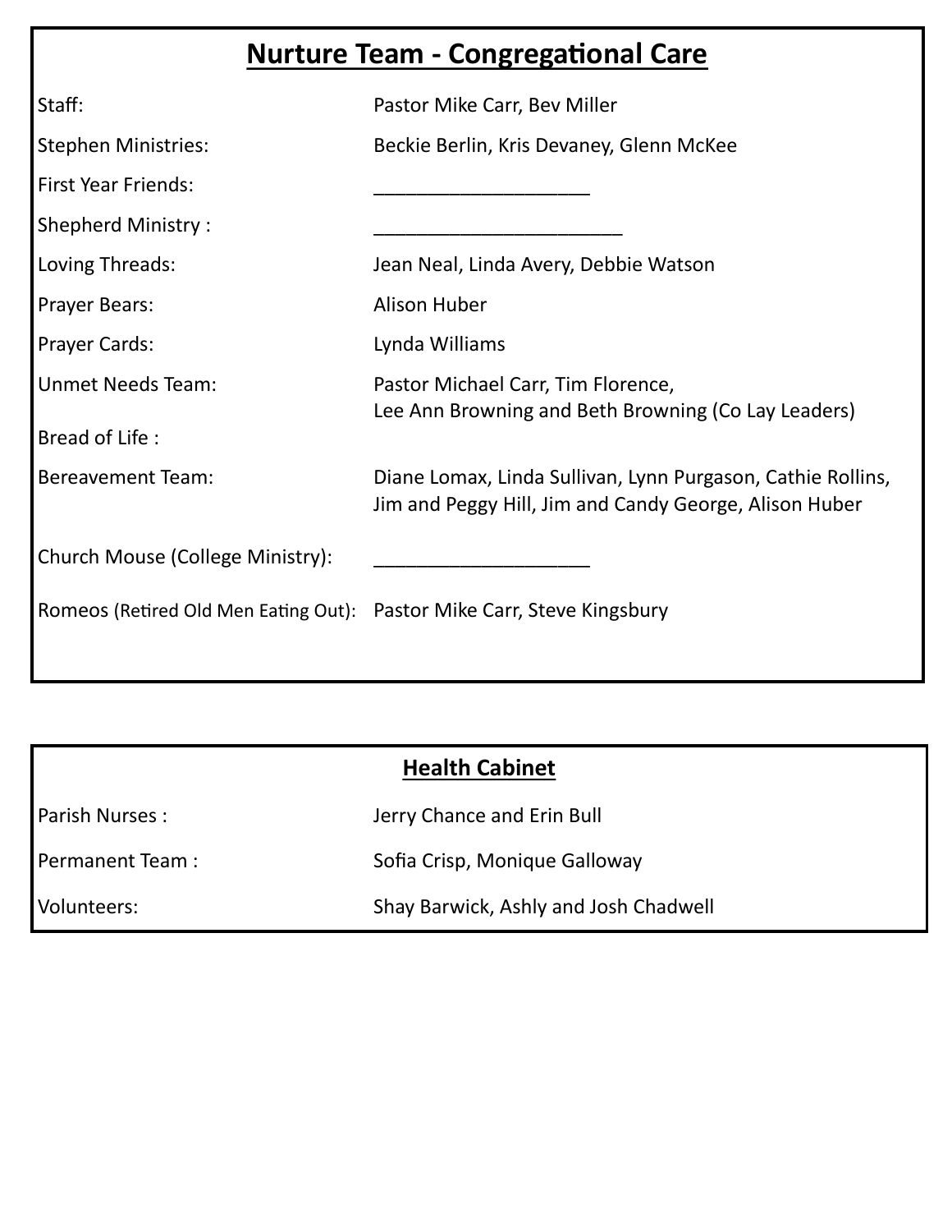## Nurture Team - Congregational Care

| | |
|---|---|
| Staff: | Pastor Mike Carr, Bev Miller |
| Stephen Ministries: | Beckie Berlin, Kris Devaney, Glenn McKee |
| First Year Friends: | ____________________ |
| Shepherd Ministry : | _______________________ |
| Loving Threads: | Jean Neal, Linda Avery, Debbie Watson |
| Prayer Bears: | Alison Huber |
| Prayer Cards: | Lynda Williams |
| Unmet Needs Team: | Pastor Michael Carr, Tim Florence, Lee Ann Browning and Beth Browning (Co Lay Leaders) |
| Bread of Life : | |
| Bereavement Team: | Diane Lomax, Linda Sullivan, Lynn Purgason, Cathie Rollins, Jim and Peggy Hill, Jim and Candy George, Alison Huber |
| Church Mouse (College Ministry): | ____________________ |
| Romeos (Retired Old Men Eating Out): | Pastor Mike Carr, Steve Kingsbury |

## Health Cabinet

| | |
|---|---|
| Parish Nurses : | Jerry Chance and Erin Bull |
| Permanent Team : | Sofia Crisp, Monique Galloway |
| Volunteers: | Shay Barwick, Ashly and Josh Chadwell |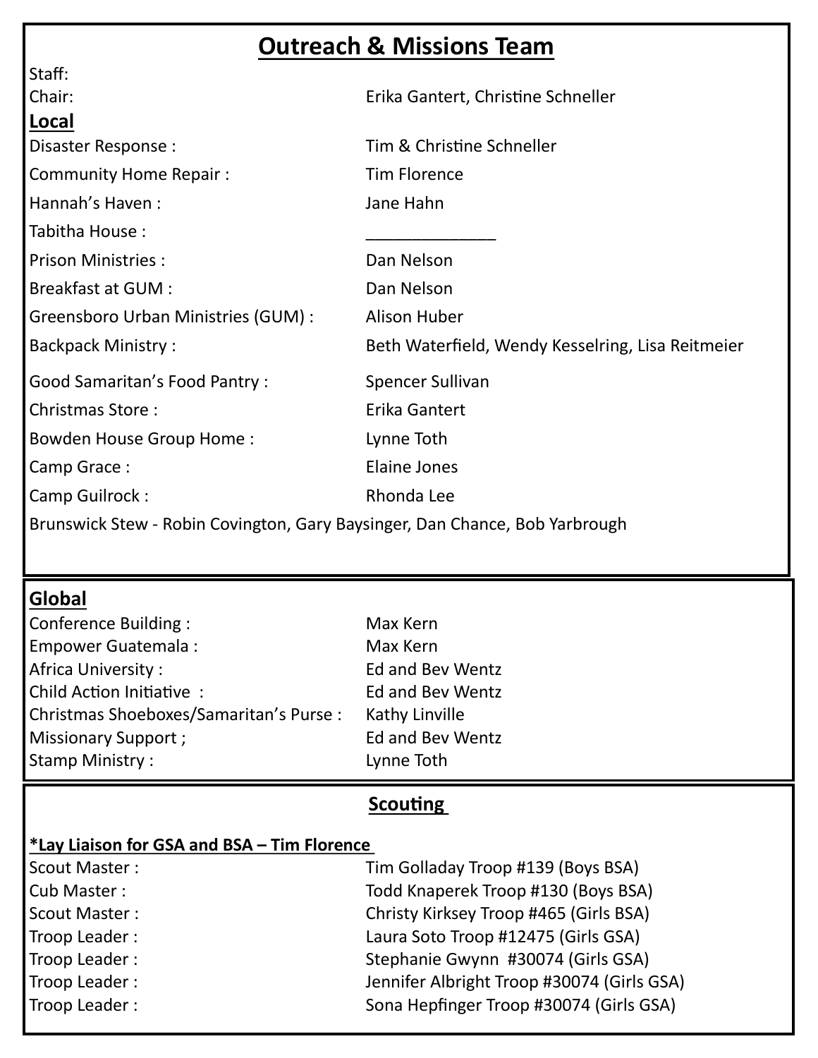# Outreach & Missions Team

Staff:

Chair: Erika Gantert, Christine Schneller

## Local

| | |
|---|---|
| Disaster Response : | Tim & Christine Schneller |
| Community Home Repair : | Tim Florence |
| Hannah's Haven : | Jane Hahn |
| Tabitha House : | ______________ |
| Prison Ministries : | Dan Nelson |
| Breakfast at GUM : | Dan Nelson |
| Greensboro Urban Ministries (GUM) : | Alison Huber |
| Backpack Ministry : | Beth Waterfield, Wendy Kesselring, Lisa Reitmeier |
| Good Samaritan's Food Pantry : | Spencer Sullivan |
| Christmas Store : | Erika Gantert |
| Bowden House Group Home : | Lynne Toth |
| Camp Grace : | Elaine Jones |
| Camp Guilrock : | Rhonda Lee |

Brunswick Stew - Robin Covington, Gary Baysinger, Dan Chance, Bob Yarbrough

## Global

| | |
|---|---|
| Conference Building : | Max Kern |
| Empower Guatemala : | Max Kern |
| Africa University : | Ed and Bev Wentz |
| Child Action Initiative : | Ed and Bev Wentz |
| Christmas Shoeboxes/Samaritan's Purse : | Kathy Linville |
| Missionary Support ; | Ed and Bev Wentz |
| Stamp Ministry : | Lynne Toth |

## Scouting

**\*Lay Liaison for GSA and BSA – Tim Florence**

| | |
|---|---|
| Scout Master : | Tim Golladay Troop #139 (Boys BSA) |
| Cub Master : | Todd Knaperek Troop #130 (Boys BSA) |
| Scout Master : | Christy Kirksey Troop #465 (Girls BSA) |
| Troop Leader : | Laura Soto Troop #12475 (Girls GSA) |
| Troop Leader : | Stephanie Gwynn #30074 (Girls GSA) |
| Troop Leader : | Jennifer Albright Troop #30074 (Girls GSA) |
| Troop Leader : | Sona Hepfinger Troop #30074 (Girls GSA) |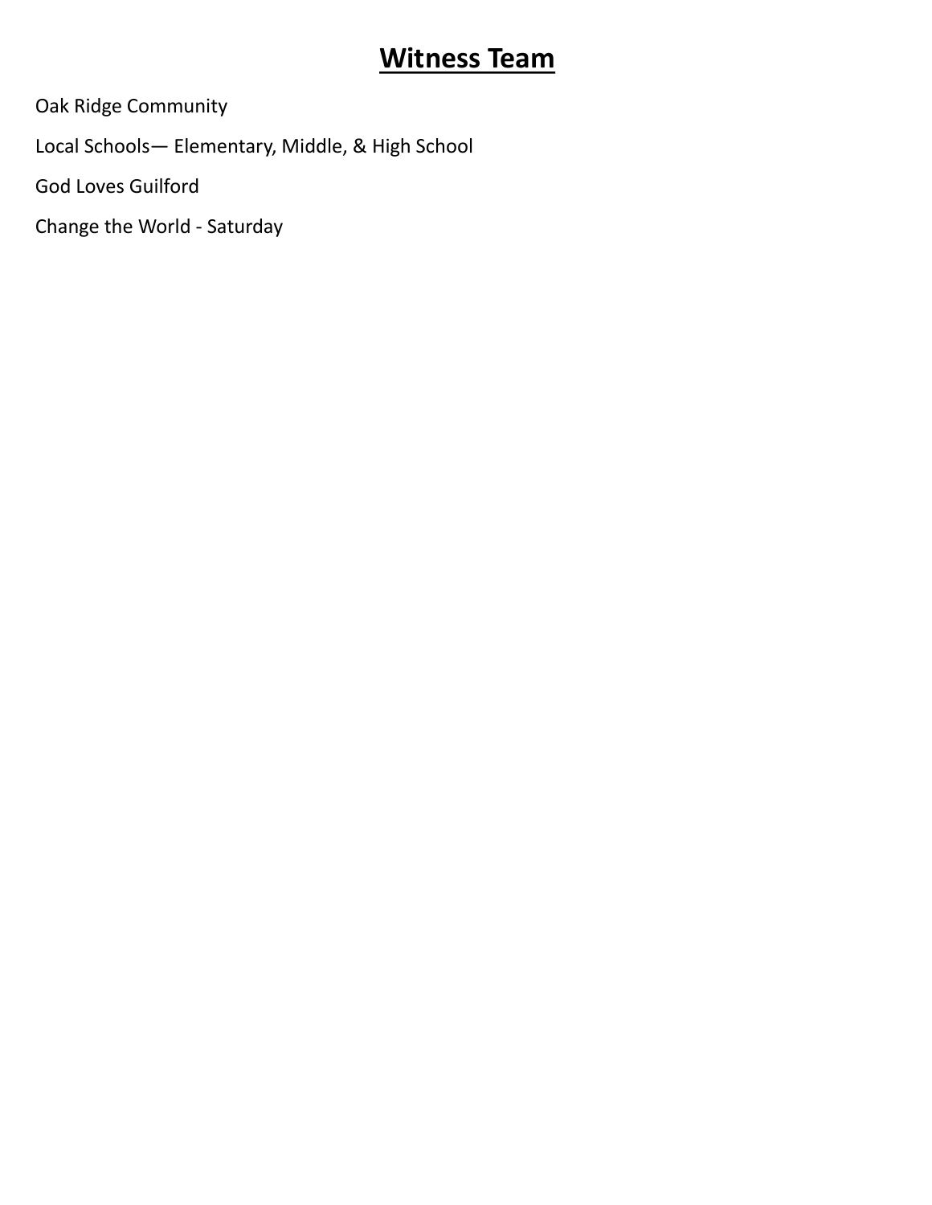# Witness Team

Oak Ridge Community

Local Schools— Elementary, Middle, & High School

God Loves Guilford

Change the World - Saturday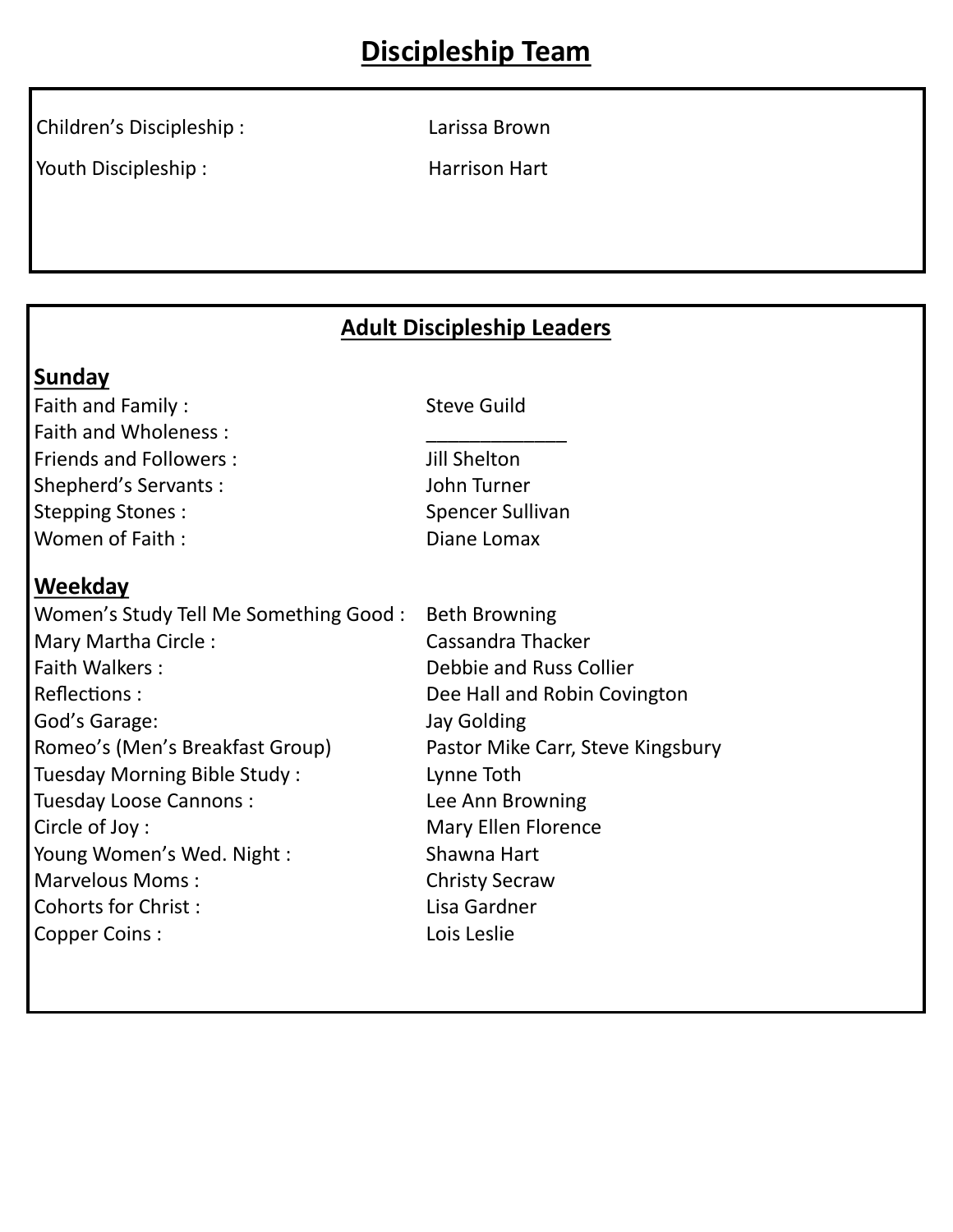# Discipleship Team

| | |
|---|---|
| Children's Discipleship : | Larissa Brown |
| Youth Discipleship : | Harrison Hart |

## Adult Discipleship Leaders

### Sunday

| | |
|---|---|
| Faith and Family : | Steve Guild |
| Faith and Wholeness : | _____________ |
| Friends and Followers : | Jill Shelton |
| Shepherd's Servants : | John Turner |
| Stepping Stones : | Spencer Sullivan |
| Women of Faith : | Diane Lomax |

### Weekday

| | |
|---|---|
| Women's Study Tell Me Something Good : | Beth Browning |
| Mary Martha Circle : | Cassandra Thacker |
| Faith Walkers : | Debbie and Russ Collier |
| Reflections : | Dee Hall and Robin Covington |
| God's Garage: | Jay Golding |
| Romeo's (Men's Breakfast Group) | Pastor Mike Carr, Steve Kingsbury |
| Tuesday Morning Bible Study : | Lynne Toth |
| Tuesday Loose Cannons : | Lee Ann Browning |
| Circle of Joy : | Mary Ellen Florence |
| Young Women's Wed. Night : | Shawna Hart |
| Marvelous Moms : | Christy Secraw |
| Cohorts for Christ : | Lisa Gardner |
| Copper Coins : | Lois Leslie |